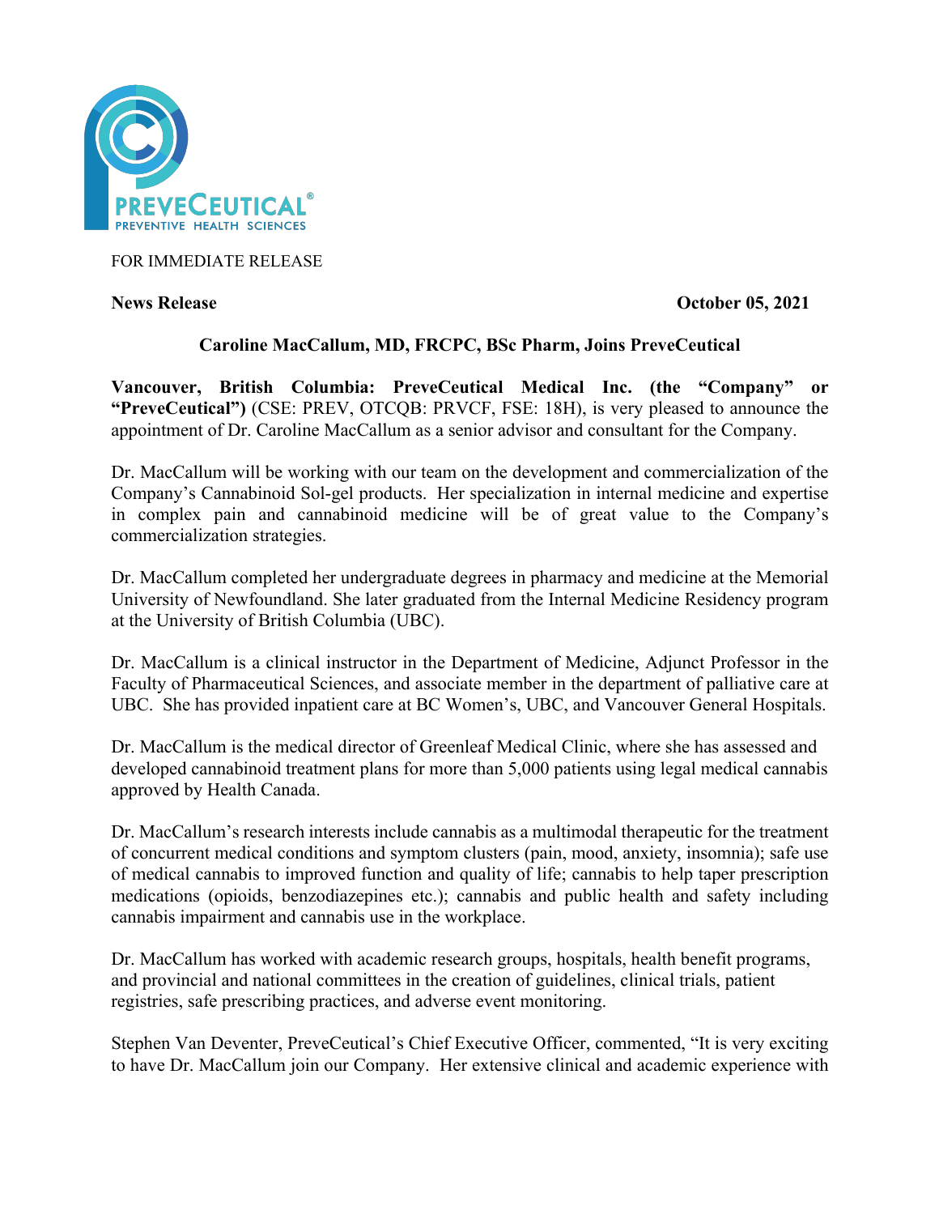FOR IMMEDIATE RELEASE

**News Release** **October 05, 2021**

## Caroline MacCallum, MD, FRCPC, BSc Pharm, Joins PreveCeutical

**Vancouver, British Columbia: PreveCeutical Medical Inc. (the "Company" or "PreveCeutical")** (CSE: PREV, OTCQB: PRVCF, FSE: 18H), is very pleased to announce the appointment of Dr. Caroline MacCallum as a senior advisor and consultant for the Company.

Dr. MacCallum will be working with our team on the development and commercialization of the Company's Cannabinoid Sol-gel products. Her specialization in internal medicine and expertise in complex pain and cannabinoid medicine will be of great value to the Company's commercialization strategies.

Dr. MacCallum completed her undergraduate degrees in pharmacy and medicine at the Memorial University of Newfoundland. She later graduated from the Internal Medicine Residency program at the University of British Columbia (UBC).

Dr. MacCallum is a clinical instructor in the Department of Medicine, Adjunct Professor in the Faculty of Pharmaceutical Sciences, and associate member in the department of palliative care at UBC. She has provided inpatient care at BC Women's, UBC, and Vancouver General Hospitals.

Dr. MacCallum is the medical director of Greenleaf Medical Clinic, where she has assessed and developed cannabinoid treatment plans for more than 5,000 patients using legal medical cannabis approved by Health Canada.

Dr. MacCallum's research interests include cannabis as a multimodal therapeutic for the treatment of concurrent medical conditions and symptom clusters (pain, mood, anxiety, insomnia); safe use of medical cannabis to improved function and quality of life; cannabis to help taper prescription medications (opioids, benzodiazepines etc.); cannabis and public health and safety including cannabis impairment and cannabis use in the workplace.

Dr. MacCallum has worked with academic research groups, hospitals, health benefit programs, and provincial and national committees in the creation of guidelines, clinical trials, patient registries, safe prescribing practices, and adverse event monitoring.

Stephen Van Deventer, PreveCeutical's Chief Executive Officer, commented, "It is very exciting to have Dr. MacCallum join our Company. Her extensive clinical and academic experience with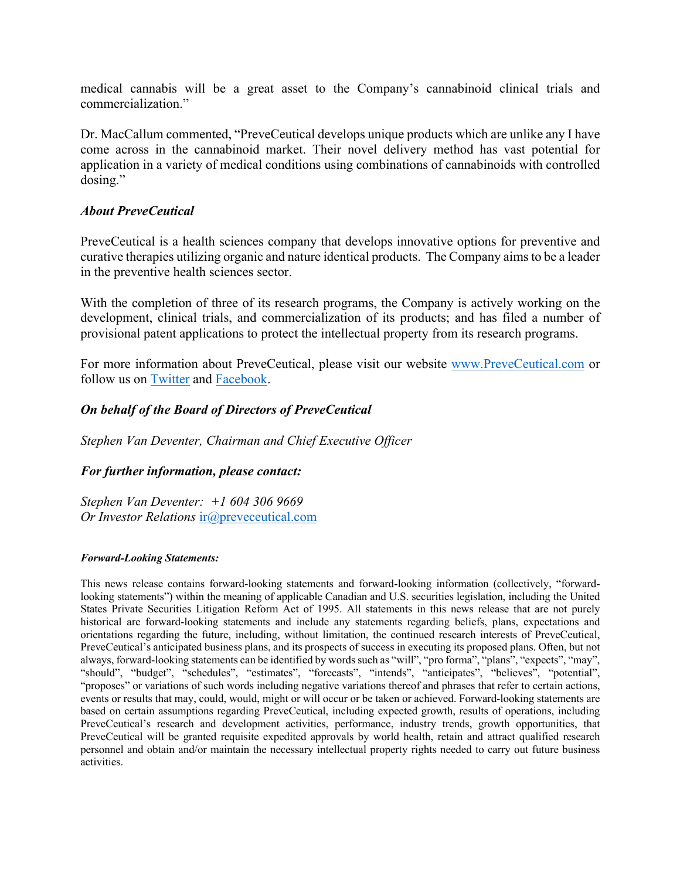medical cannabis will be a great asset to the Company's cannabinoid clinical trials and commercialization."

Dr. MacCallum commented, "PreveCeutical develops unique products which are unlike any I have come across in the cannabinoid market. Their novel delivery method has vast potential for application in a variety of medical conditions using combinations of cannabinoids with controlled dosing."

***About PreveCeutical***

PreveCeutical is a health sciences company that develops innovative options for preventive and curative therapies utilizing organic and nature identical products. The Company aims to be a leader in the preventive health sciences sector.

With the completion of three of its research programs, the Company is actively working on the development, clinical trials, and commercialization of its products; and has filed a number of provisional patent applications to protect the intellectual property from its research programs.

For more information about PreveCeutical, please visit our website [www.PreveCeutical.com](http://www.PreveCeutical.com) or follow us on [Twitter](#) and [Facebook](#).

***On behalf of the Board of Directors of PreveCeutical***

*Stephen Van Deventer, Chairman and Chief Executive Officer*

***For further information, please contact:***

*Stephen Van Deventer: +1 604 306 9669*
*Or Investor Relations* [ir@preveceutical.com](mailto:ir@preveceutical.com)

***Forward-Looking Statements:***

This news release contains forward-looking statements and forward-looking information (collectively, "forward-looking statements") within the meaning of applicable Canadian and U.S. securities legislation, including the United States Private Securities Litigation Reform Act of 1995. All statements in this news release that are not purely historical are forward-looking statements and include any statements regarding beliefs, plans, expectations and orientations regarding the future, including, without limitation, the continued research interests of PreveCeutical, PreveCeutical's anticipated business plans, and its prospects of success in executing its proposed plans. Often, but not always, forward-looking statements can be identified by words such as "will", "pro forma", "plans", "expects", "may", "should", "budget", "schedules", "estimates", "forecasts", "intends", "anticipates", "believes", "potential", "proposes" or variations of such words including negative variations thereof and phrases that refer to certain actions, events or results that may, could, would, might or will occur or be taken or achieved. Forward-looking statements are based on certain assumptions regarding PreveCeutical, including expected growth, results of operations, including PreveCeutical's research and development activities, performance, industry trends, growth opportunities, that PreveCeutical will be granted requisite expedited approvals by world health, retain and attract qualified research personnel and obtain and/or maintain the necessary intellectual property rights needed to carry out future business activities.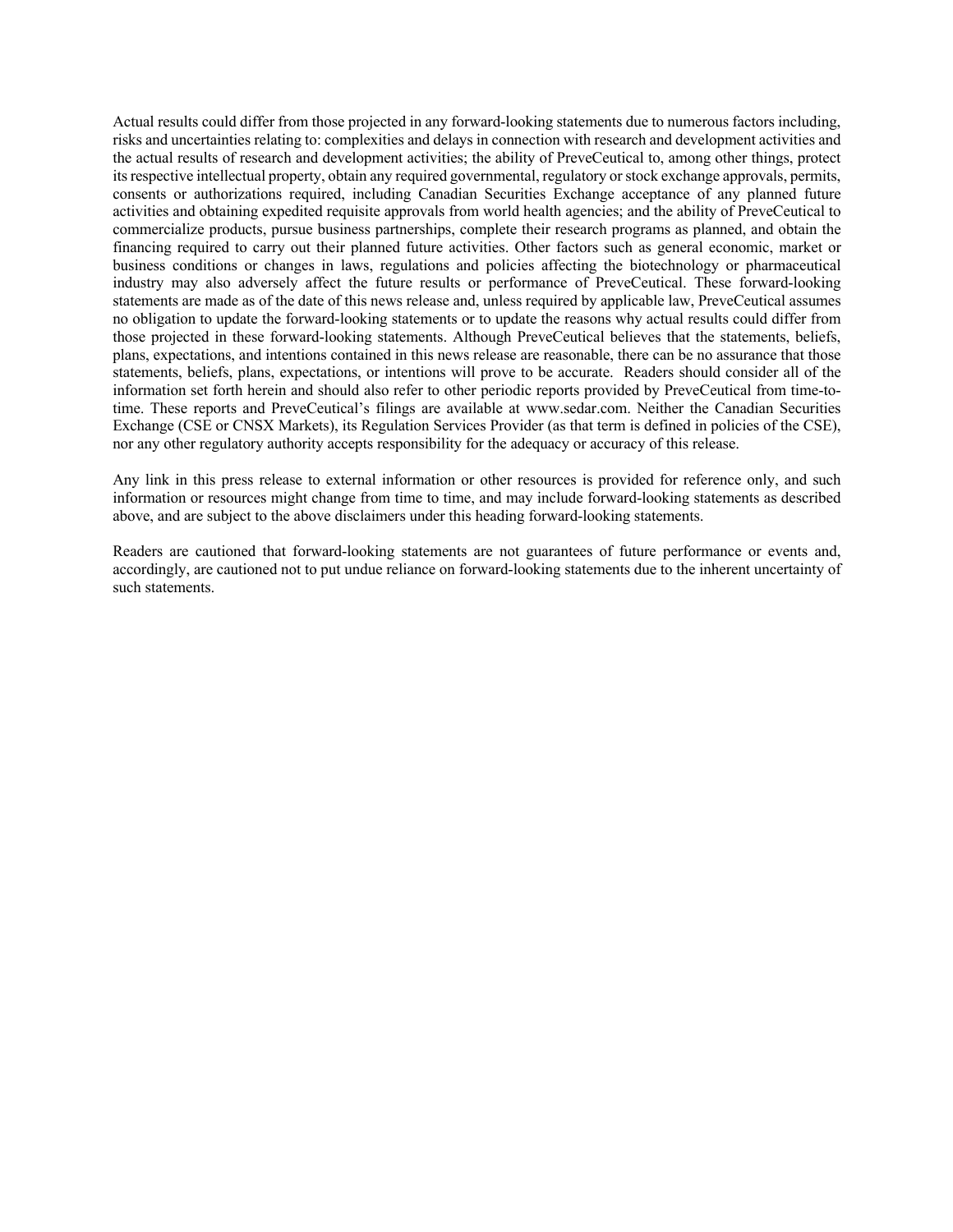Actual results could differ from those projected in any forward-looking statements due to numerous factors including, risks and uncertainties relating to: complexities and delays in connection with research and development activities and the actual results of research and development activities; the ability of PreveCeutical to, among other things, protect its respective intellectual property, obtain any required governmental, regulatory or stock exchange approvals, permits, consents or authorizations required, including Canadian Securities Exchange acceptance of any planned future activities and obtaining expedited requisite approvals from world health agencies; and the ability of PreveCeutical to commercialize products, pursue business partnerships, complete their research programs as planned, and obtain the financing required to carry out their planned future activities. Other factors such as general economic, market or business conditions or changes in laws, regulations and policies affecting the biotechnology or pharmaceutical industry may also adversely affect the future results or performance of PreveCeutical. These forward-looking statements are made as of the date of this news release and, unless required by applicable law, PreveCeutical assumes no obligation to update the forward-looking statements or to update the reasons why actual results could differ from those projected in these forward-looking statements. Although PreveCeutical believes that the statements, beliefs, plans, expectations, and intentions contained in this news release are reasonable, there can be no assurance that those statements, beliefs, plans, expectations, or intentions will prove to be accurate. Readers should consider all of the information set forth herein and should also refer to other periodic reports provided by PreveCeutical from time-to-time. These reports and PreveCeutical's filings are available at www.sedar.com. Neither the Canadian Securities Exchange (CSE or CNSX Markets), its Regulation Services Provider (as that term is defined in policies of the CSE), nor any other regulatory authority accepts responsibility for the adequacy or accuracy of this release.

Any link in this press release to external information or other resources is provided for reference only, and such information or resources might change from time to time, and may include forward-looking statements as described above, and are subject to the above disclaimers under this heading forward-looking statements.

Readers are cautioned that forward-looking statements are not guarantees of future performance or events and, accordingly, are cautioned not to put undue reliance on forward-looking statements due to the inherent uncertainty of such statements.